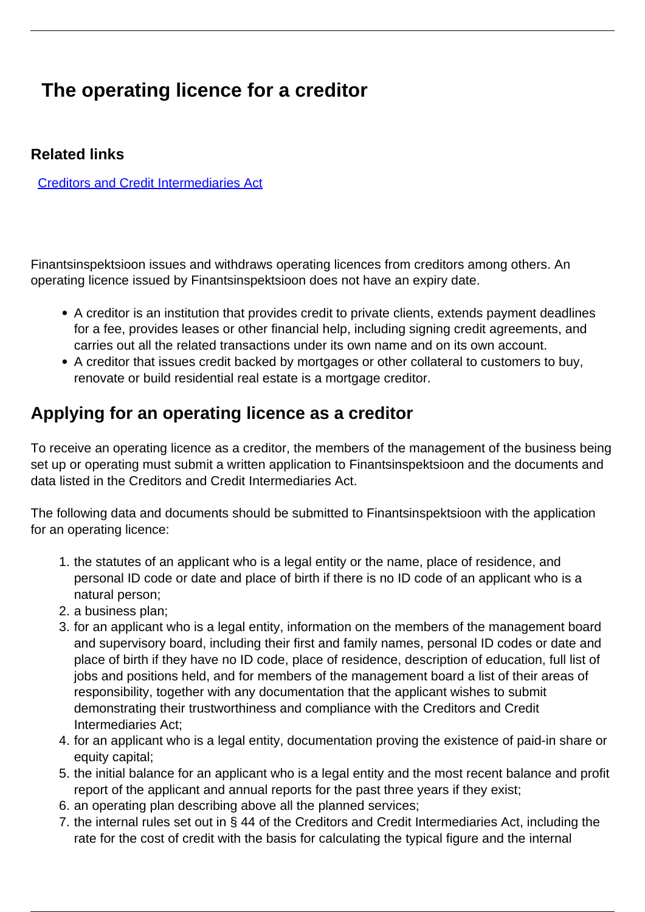# The operating licence for a creditor

### Related links

[Creditors and Credit Intermediaries Act]

Finantsinspektsioon issues and withdraws operating licences from creditors among others. An operating licence issued by Finantsinspektsioon does not have an expiry date.

- A creditor is an institution that provides credit to private clients, extends payment deadlines for a fee, provides leases or other financial help, including signing credit agreements, and carries out all the related transactions under its own name and on its own account.
- A creditor that issues credit backed by mortgages or other collateral to customers to buy, renovate or build residential real estate is a mortgage creditor.

## Applying for an operating licence as a creditor

To receive an operating licence as a creditor, the members of the management of the business being set up or operating must submit a written application to Finantsinspektsioon and the documents and data listed in the Creditors and Credit Intermediaries Act.

The following data and documents should be submitted to Finantsinspektsioon with the application for an operating licence:

1. the statutes of an applicant who is a legal entity or the name, place of residence, and personal ID code or date and place of birth if there is no ID code of an applicant who is a natural person;
2. a business plan;
3. for an applicant who is a legal entity, information on the members of the management board and supervisory board, including their first and family names, personal ID codes or date and place of birth if they have no ID code, place of residence, description of education, full list of jobs and positions held, and for members of the management board a list of their areas of responsibility, together with any documentation that the applicant wishes to submit demonstrating their trustworthiness and compliance with the Creditors and Credit Intermediaries Act;
4. for an applicant who is a legal entity, documentation proving the existence of paid-in share or equity capital;
5. the initial balance for an applicant who is a legal entity and the most recent balance and profit report of the applicant and annual reports for the past three years if they exist;
6. an operating plan describing above all the planned services;
7. the internal rules set out in § 44 of the Creditors and Credit Intermediaries Act, including the rate for the cost of credit with the basis for calculating the typical figure and the internal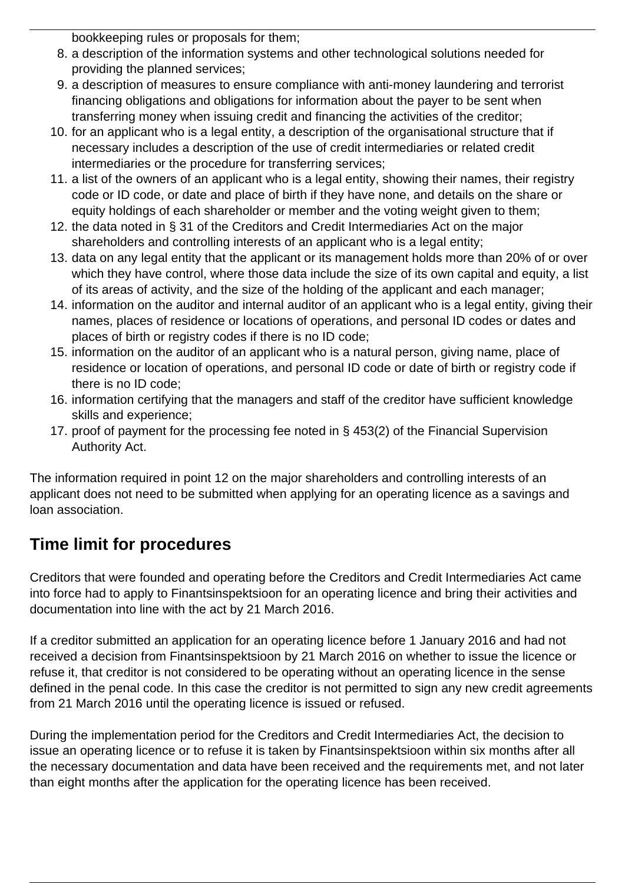bookkeeping rules or proposals for them;

8. a description of the information systems and other technological solutions needed for providing the planned services;
9. a description of measures to ensure compliance with anti-money laundering and terrorist financing obligations and obligations for information about the payer to be sent when transferring money when issuing credit and financing the activities of the creditor;
10. for an applicant who is a legal entity, a description of the organisational structure that if necessary includes a description of the use of credit intermediaries or related credit intermediaries or the procedure for transferring services;
11. a list of the owners of an applicant who is a legal entity, showing their names, their registry code or ID code, or date and place of birth if they have none, and details on the share or equity holdings of each shareholder or member and the voting weight given to them;
12. the data noted in § 31 of the Creditors and Credit Intermediaries Act on the major shareholders and controlling interests of an applicant who is a legal entity;
13. data on any legal entity that the applicant or its management holds more than 20% of or over which they have control, where those data include the size of its own capital and equity, a list of its areas of activity, and the size of the holding of the applicant and each manager;
14. information on the auditor and internal auditor of an applicant who is a legal entity, giving their names, places of residence or locations of operations, and personal ID codes or dates and places of birth or registry codes if there is no ID code;
15. information on the auditor of an applicant who is a natural person, giving name, place of residence or location of operations, and personal ID code or date of birth or registry code if there is no ID code;
16. information certifying that the managers and staff of the creditor have sufficient knowledge skills and experience;
17. proof of payment for the processing fee noted in § 453(2) of the Financial Supervision Authority Act.

The information required in point 12 on the major shareholders and controlling interests of an applicant does not need to be submitted when applying for an operating licence as a savings and loan association.

## Time limit for procedures

Creditors that were founded and operating before the Creditors and Credit Intermediaries Act came into force had to apply to Finantsinspektsioon for an operating licence and bring their activities and documentation into line with the act by 21 March 2016.

If a creditor submitted an application for an operating licence before 1 January 2016 and had not received a decision from Finantsinspektsioon by 21 March 2016 on whether to issue the licence or refuse it, that creditor is not considered to be operating without an operating licence in the sense defined in the penal code. In this case the creditor is not permitted to sign any new credit agreements from 21 March 2016 until the operating licence is issued or refused.

During the implementation period for the Creditors and Credit Intermediaries Act, the decision to issue an operating licence or to refuse it is taken by Finantsinspektsioon within six months after all the necessary documentation and data have been received and the requirements met, and not later than eight months after the application for the operating licence has been received.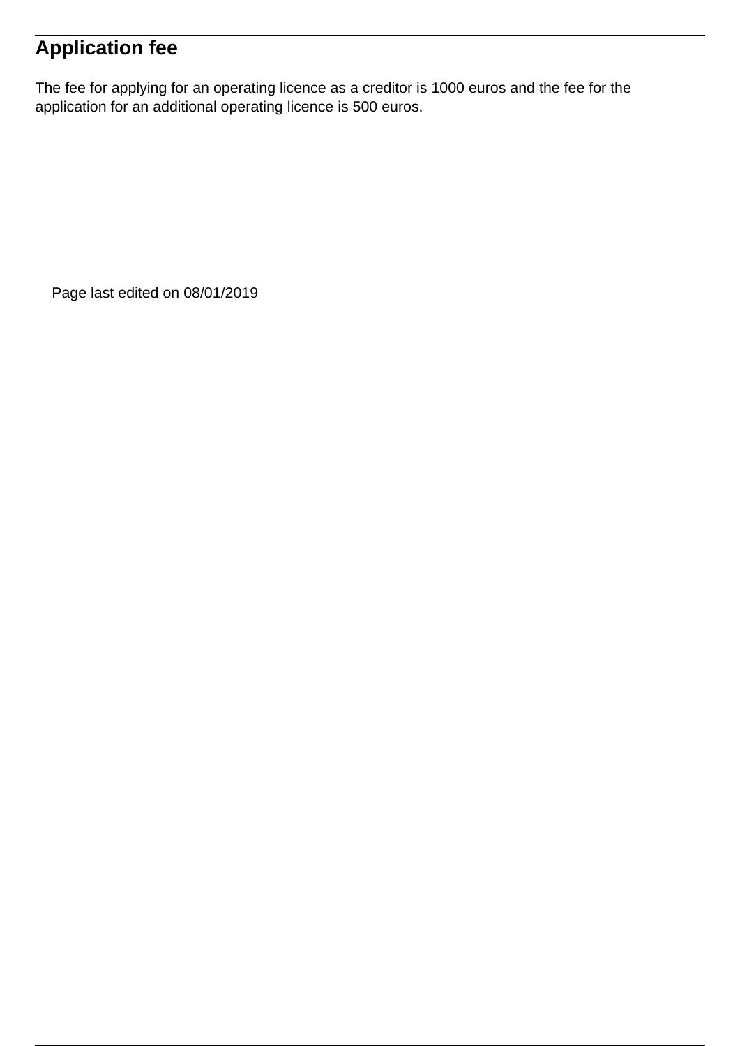## Application fee

The fee for applying for an operating licence as a creditor is 1000 euros and the fee for the application for an additional operating licence is 500 euros.

Page last edited on 08/01/2019